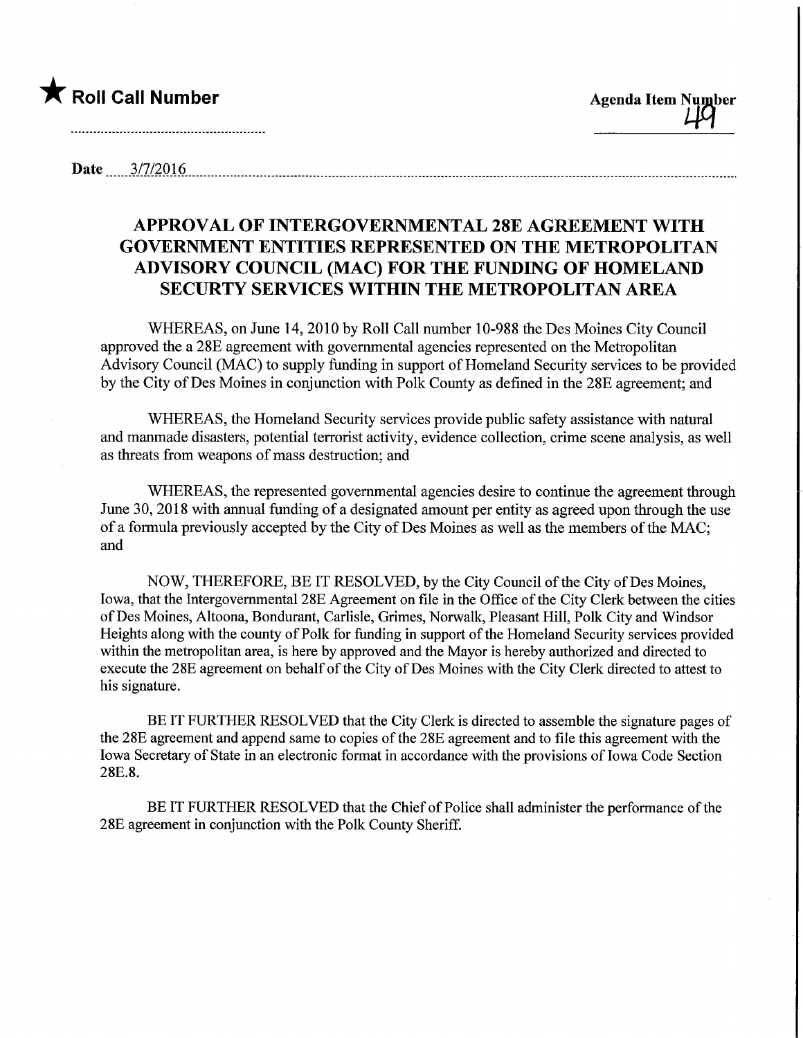★ **Roll Call Number**

**Agenda Item Number** 49

Date 3/7/2016

## APPROVAL OF INTERGOVERNMENTAL 28E AGREEMENT WITH GOVERNMENT ENTITIES REPRESENTED ON THE METROPOLITAN ADVISORY COUNCIL (MAC) FOR THE FUNDING OF HOMELAND SECURTY SERVICES WITHIN THE METROPOLITAN AREA

WHEREAS, on June 14, 2010 by Roll Call number 10-988 the Des Moines City Council approved the a 28E agreement with governmental agencies represented on the Metropolitan Advisory Council (MAC) to supply funding in support of Homeland Security services to be provided by the City of Des Moines in conjunction with Polk County as defined in the 28E agreement; and

WHEREAS, the Homeland Security services provide public safety assistance with natural and manmade disasters, potential terrorist activity, evidence collection, crime scene analysis, as well as threats from weapons of mass destruction; and

WHEREAS, the represented governmental agencies desire to continue the agreement through June 30, 2018 with annual funding of a designated amount per entity as agreed upon through the use of a formula previously accepted by the City of Des Moines as well as the members of the MAC; and

NOW, THEREFORE, BE IT RESOLVED, by the City Council of the City of Des Moines, Iowa, that the Intergovernmental 28E Agreement on file in the Office of the City Clerk between the cities of Des Moines, Altoona, Bondurant, Carlisle, Grimes, Norwalk, Pleasant Hill, Polk City and Windsor Heights along with the county of Polk for funding in support of the Homeland Security services provided within the metropolitan area, is here by approved and the Mayor is hereby authorized and directed to execute the 28E agreement on behalf of the City of Des Moines with the City Clerk directed to attest to his signature.

BE IT FURTHER RESOLVED that the City Clerk is directed to assemble the signature pages of the 28E agreement and append same to copies of the 28E agreement and to file this agreement with the Iowa Secretary of State in an electronic format in accordance with the provisions of Iowa Code Section 28E.8.

BE IT FURTHER RESOLVED that the Chief of Police shall administer the performance of the 28E agreement in conjunction with the Polk County Sheriff.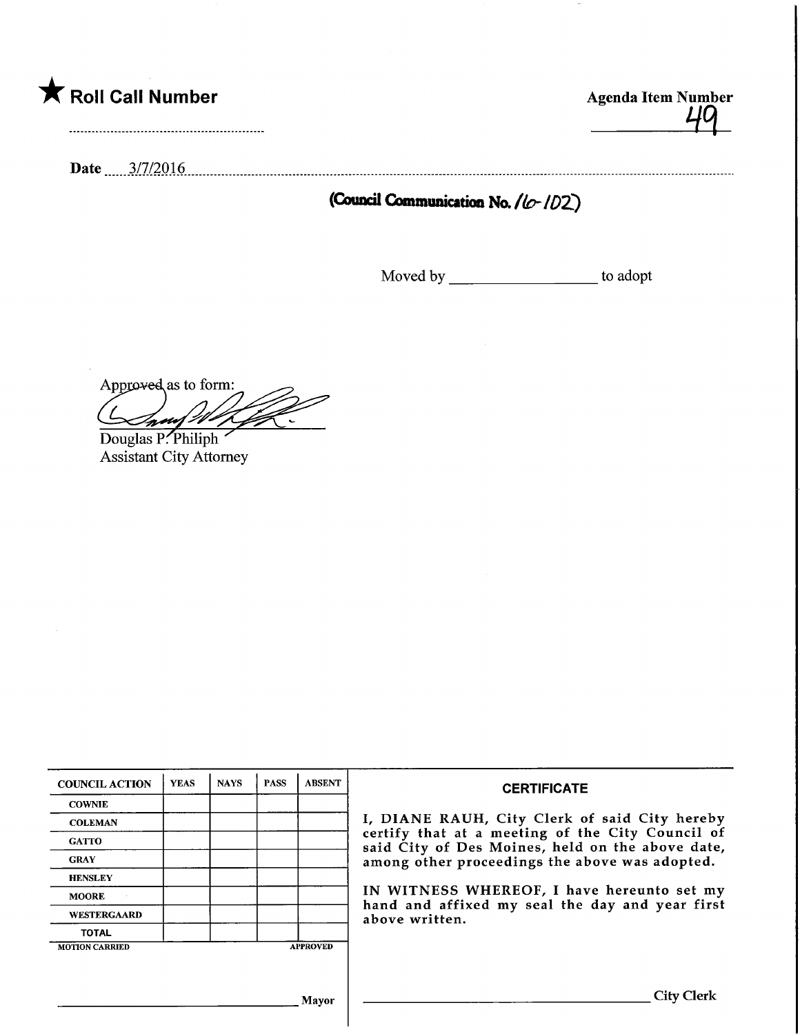★ **Roll Call Number**

..........................................................

**Agenda Item Number**

49

**Date** 3/7/2016

**(Council Communication No. 16-102)**

Moved by ____________________ to adopt

Approved as to form:

Douglas P. Philiph
Assistant City Attorney

| COUNCIL ACTION | YEAS | NAYS | PASS | ABSENT |
|---|---|---|---|---|
| COWNIE | | | | |
| COLEMAN | | | | |
| GATTO | | | | |
| GRAY | | | | |
| HENSLEY | | | | |
| MOORE | | | | |
| WESTERGAARD | | | | |
| TOTAL | | | | |

MOTION CARRIED APPROVED

______________________________ Mayor

**CERTIFICATE**

I, DIANE RAUH, City Clerk of said City hereby certify that at a meeting of the City Council of said City of Des Moines, held on the above date, among other proceedings the above was adopted.

IN WITNESS WHEREOF, I have hereunto set my hand and affixed my seal the day and year first above written.

______________________________ City Clerk